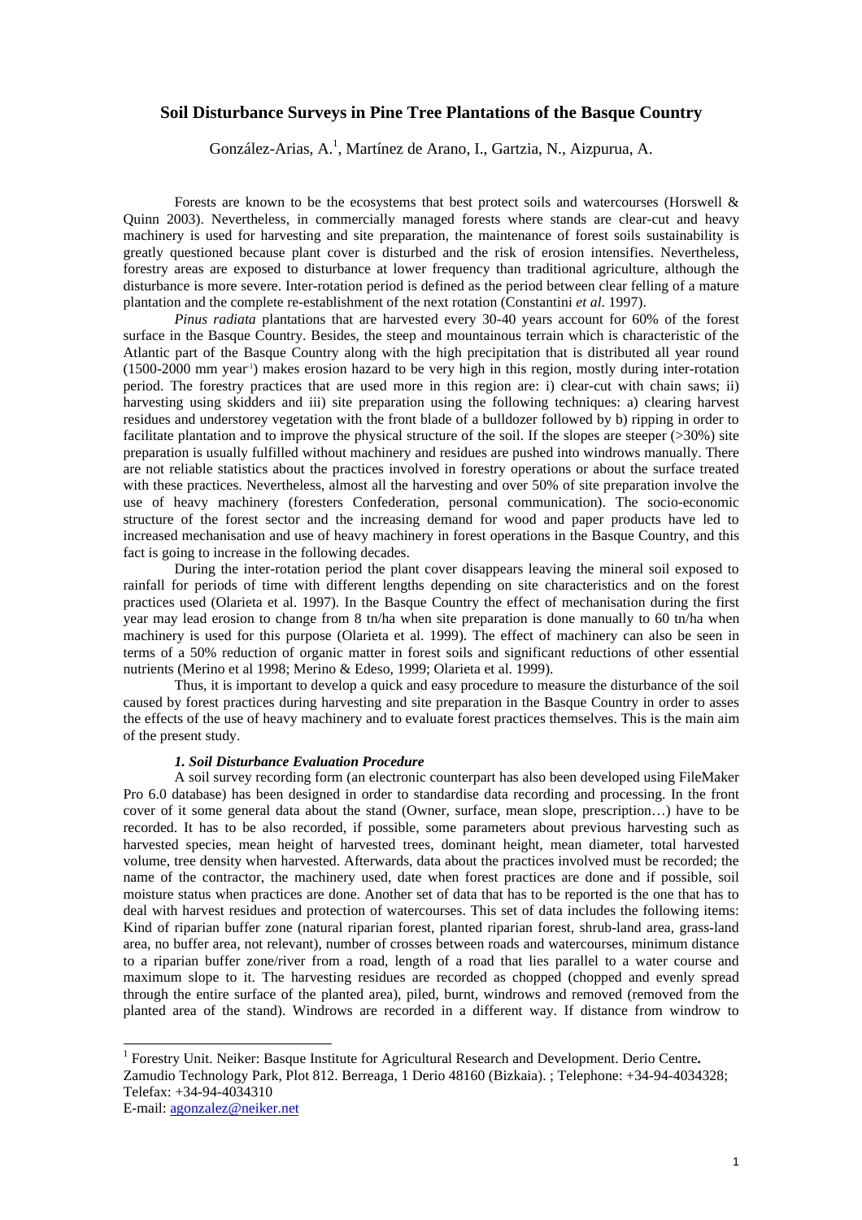# Soil Disturbance Surveys in Pine Tree Plantations of the Basque Country

González-Arias, A.[1], Martínez de Arano, I., Gartzia, N., Aizpurua, A.

Forests are known to be the ecosystems that best protect soils and watercourses (Horswell & Quinn 2003). Nevertheless, in commercially managed forests where stands are clear-cut and heavy machinery is used for harvesting and site preparation, the maintenance of forest soils sustainability is greatly questioned because plant cover is disturbed and the risk of erosion intensifies. Nevertheless, forestry areas are exposed to disturbance at lower frequency than traditional agriculture, although the disturbance is more severe. Inter-rotation period is defined as the period between clear felling of a mature plantation and the complete re-establishment of the next rotation (Constantini *et al.* 1997).

*Pinus radiata* plantations that are harvested every 30-40 years account for 60% of the forest surface in the Basque Country. Besides, the steep and mountainous terrain which is characteristic of the Atlantic part of the Basque Country along with the high precipitation that is distributed all year round (1500-2000 mm year$^{-1}$) makes erosion hazard to be very high in this region, mostly during inter-rotation period. The forestry practices that are used more in this region are: i) clear-cut with chain saws; ii) harvesting using skidders and iii) site preparation using the following techniques: a) clearing harvest residues and understorey vegetation with the front blade of a bulldozer followed by b) ripping in order to facilitate plantation and to improve the physical structure of the soil. If the slopes are steeper (>30%) site preparation is usually fulfilled without machinery and residues are pushed into windrows manually. There are not reliable statistics about the practices involved in forestry operations or about the surface treated with these practices. Nevertheless, almost all the harvesting and over 50% of site preparation involve the use of heavy machinery (foresters Confederation, personal communication). The socio-economic structure of the forest sector and the increasing demand for wood and paper products have led to increased mechanisation and use of heavy machinery in forest operations in the Basque Country, and this fact is going to increase in the following decades.

During the inter-rotation period the plant cover disappears leaving the mineral soil exposed to rainfall for periods of time with different lengths depending on site characteristics and on the forest practices used (Olarieta et al. 1997). In the Basque Country the effect of mechanisation during the first year may lead erosion to change from 8 tn/ha when site preparation is done manually to 60 tn/ha when machinery is used for this purpose (Olarieta et al. 1999). The effect of machinery can also be seen in terms of a 50% reduction of organic matter in forest soils and significant reductions of other essential nutrients (Merino et al 1998; Merino & Edeso, 1999; Olarieta et al. 1999).

Thus, it is important to develop a quick and easy procedure to measure the disturbance of the soil caused by forest practices during harvesting and site preparation in the Basque Country in order to asses the effects of the use of heavy machinery and to evaluate forest practices themselves. This is the main aim of the present study.

### *1. Soil Disturbance Evaluation Procedure*

A soil survey recording form (an electronic counterpart has also been developed using FileMaker Pro 6.0 database) has been designed in order to standardise data recording and processing. In the front cover of it some general data about the stand (Owner, surface, mean slope, prescription…) have to be recorded. It has to be also recorded, if possible, some parameters about previous harvesting such as harvested species, mean height of harvested trees, dominant height, mean diameter, total harvested volume, tree density when harvested. Afterwards, data about the practices involved must be recorded; the name of the contractor, the machinery used, date when forest practices are done and if possible, soil moisture status when practices are done. Another set of data that has to be reported is the one that has to deal with harvest residues and protection of watercourses. This set of data includes the following items: Kind of riparian buffer zone (natural riparian forest, planted riparian forest, shrub-land area, grass-land area, no buffer area, not relevant), number of crosses between roads and watercourses, minimum distance to a riparian buffer zone/river from a road, length of a road that lies parallel to a water course and maximum slope to it. The harvesting residues are recorded as chopped (chopped and evenly spread through the entire surface of the planted area), piled, burnt, windrows and removed (removed from the planted area of the stand). Windrows are recorded in a different way. If distance from windrow to

---

[1] Forestry Unit. Neiker: Basque Institute for Agricultural Research and Development. Derio Centre**.** Zamudio Technology Park, Plot 812. Berreaga, 1 Derio 48160 (Bizkaia). ; Telephone: +34-94-4034328; Telefax: +34-94-4034310
E-mail: agonzalez@neiker.net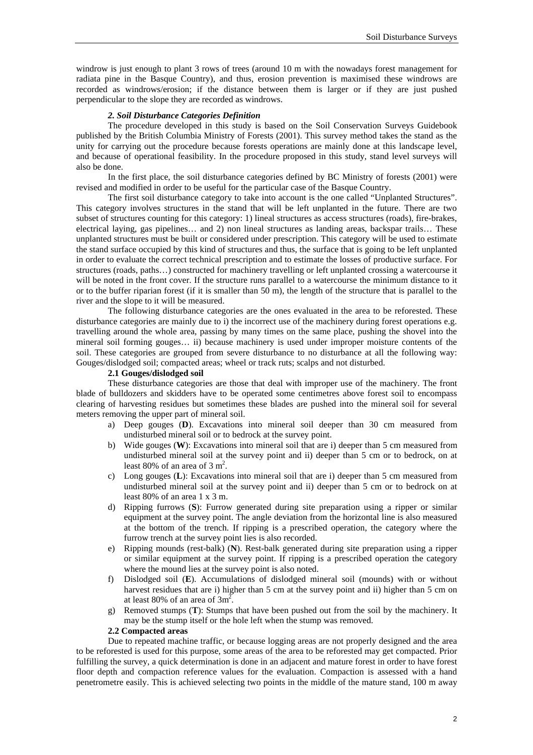windrow is just enough to plant 3 rows of trees (around 10 m with the nowadays forest management for radiata pine in the Basque Country), and thus, erosion prevention is maximised these windrows are recorded as windrows/erosion; if the distance between them is larger or if they are just pushed perpendicular to the slope they are recorded as windrows.

### *2. Soil Disturbance Categories Definition*

The procedure developed in this study is based on the Soil Conservation Surveys Guidebook published by the British Columbia Ministry of Forests (2001). This survey method takes the stand as the unity for carrying out the procedure because forests operations are mainly done at this landscape level, and because of operational feasibility. In the procedure proposed in this study, stand level surveys will also be done.

In the first place, the soil disturbance categories defined by BC Ministry of forests (2001) were revised and modified in order to be useful for the particular case of the Basque Country.

The first soil disturbance category to take into account is the one called "Unplanted Structures". This category involves structures in the stand that will be left unplanted in the future. There are two subset of structures counting for this category: 1) lineal structures as access structures (roads), fire-brakes, electrical laying, gas pipelines… and 2) non lineal structures as landing areas, backspar trails… These unplanted structures must be built or considered under prescription. This category will be used to estimate the stand surface occupied by this kind of structures and thus, the surface that is going to be left unplanted in order to evaluate the correct technical prescription and to estimate the losses of productive surface. For structures (roads, paths…) constructed for machinery travelling or left unplanted crossing a watercourse it will be noted in the front cover. If the structure runs parallel to a watercourse the minimum distance to it or to the buffer riparian forest (if it is smaller than 50 m), the length of the structure that is parallel to the river and the slope to it will be measured.

The following disturbance categories are the ones evaluated in the area to be reforested. These disturbance categories are mainly due to i) the incorrect use of the machinery during forest operations e.g. travelling around the whole area, passing by many times on the same place, pushing the shovel into the mineral soil forming gouges… ii) because machinery is used under improper moisture contents of the soil. These categories are grouped from severe disturbance to no disturbance at all the following way: Gouges/dislodged soil; compacted areas; wheel or track ruts; scalps and not disturbed.

#### 2.1 Gouges/dislodged soil

These disturbance categories are those that deal with improper use of the machinery. The front blade of bulldozers and skidders have to be operated some centimetres above forest soil to encompass clearing of harvesting residues but sometimes these blades are pushed into the mineral soil for several meters removing the upper part of mineral soil.

a) Deep gouges (**D**). Excavations into mineral soil deeper than 30 cm measured from undisturbed mineral soil or to bedrock at the survey point.
b) Wide gouges (**W**): Excavations into mineral soil that are i) deeper than 5 cm measured from undisturbed mineral soil at the survey point and ii) deeper than 5 cm or to bedrock, on at least 80% of an area of 3 $m^2$.
c) Long gouges (**L**): Excavations into mineral soil that are i) deeper than 5 cm measured from undisturbed mineral soil at the survey point and ii) deeper than 5 cm or to bedrock on at least 80% of an area 1 x 3 m.
d) Ripping furrows (**S**): Furrow generated during site preparation using a ripper or similar equipment at the survey point. The angle deviation from the horizontal line is also measured at the bottom of the trench. If ripping is a prescribed operation, the category where the furrow trench at the survey point lies is also recorded.
e) Ripping mounds (rest-balk) (**N**). Rest-balk generated during site preparation using a ripper or similar equipment at the survey point. If ripping is a prescribed operation the category where the mound lies at the survey point is also noted.
f) Dislodged soil (**E**). Accumulations of dislodged mineral soil (mounds) with or without harvest residues that are i) higher than 5 cm at the survey point and ii) higher than 5 cm on at least 80% of an area of $3m^2$.
g) Removed stumps (**T**): Stumps that have been pushed out from the soil by the machinery. It may be the stump itself or the hole left when the stump was removed.

#### 2.2 Compacted areas

Due to repeated machine traffic, or because logging areas are not properly designed and the area to be reforested is used for this purpose, some areas of the area to be reforested may get compacted. Prior fulfilling the survey, a quick determination is done in an adjacent and mature forest in order to have forest floor depth and compaction reference values for the evaluation. Compaction is assessed with a hand penetrometre easily. This is achieved selecting two points in the middle of the mature stand, 100 m away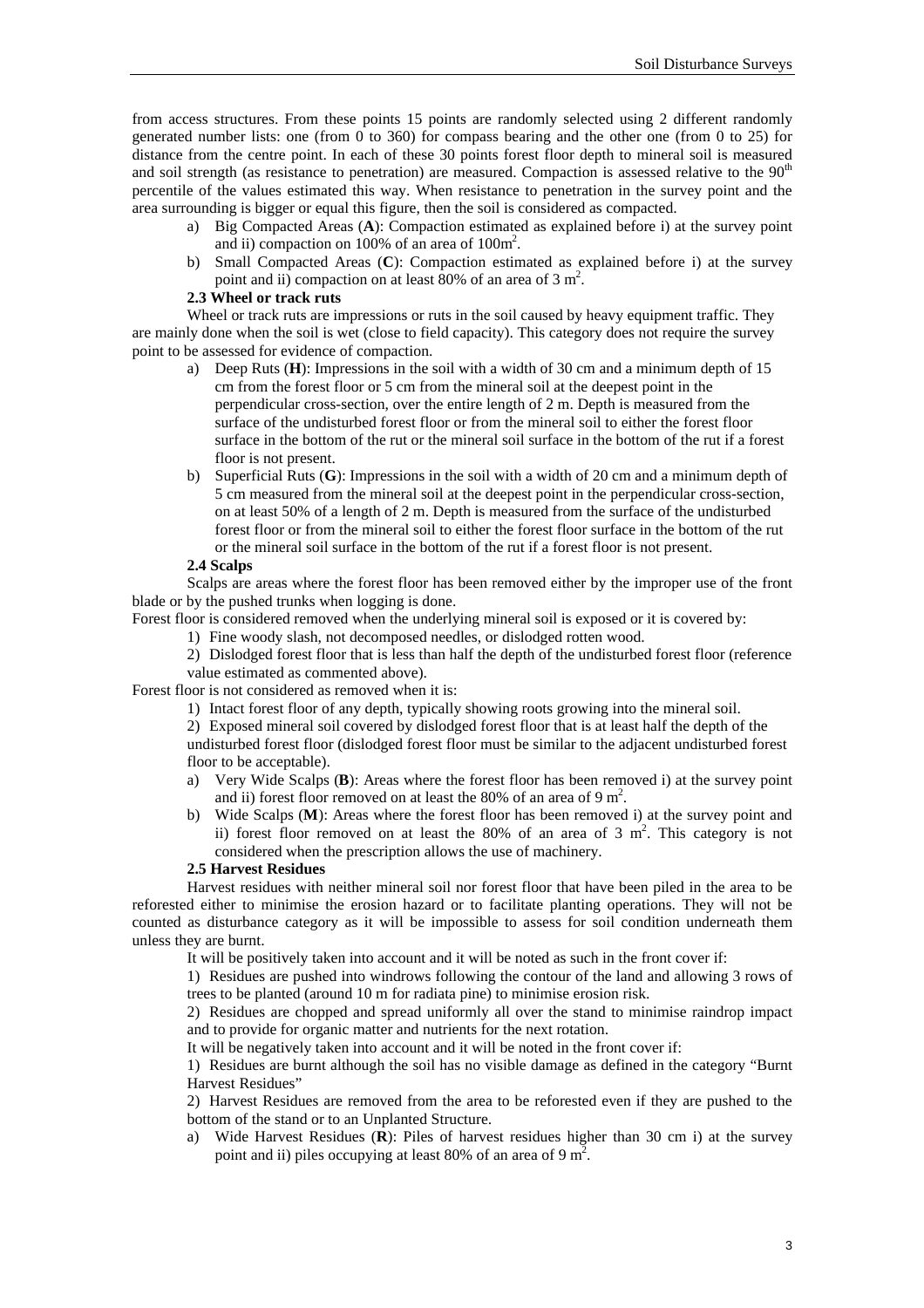from access structures. From these points 15 points are randomly selected using 2 different randomly generated number lists: one (from 0 to 360) for compass bearing and the other one (from 0 to 25) for distance from the centre point. In each of these 30 points forest floor depth to mineral soil is measured and soil strength (as resistance to penetration) are measured. Compaction is assessed relative to the 90th percentile of the values estimated this way. When resistance to penetration in the survey point and the area surrounding is bigger or equal this figure, then the soil is considered as compacted.

a) Big Compacted Areas (**A**): Compaction estimated as explained before i) at the survey point and ii) compaction on 100% of an area of $100m^2$.

b) Small Compacted Areas (**C**): Compaction estimated as explained before i) at the survey point and ii) compaction on at least 80% of an area of 3 $m^2$.

**2.3 Wheel or track ruts**

Wheel or track ruts are impressions or ruts in the soil caused by heavy equipment traffic. They are mainly done when the soil is wet (close to field capacity). This category does not require the survey point to be assessed for evidence of compaction.

a) Deep Ruts (**H**): Impressions in the soil with a width of 30 cm and a minimum depth of 15 cm from the forest floor or 5 cm from the mineral soil at the deepest point in the perpendicular cross-section, over the entire length of 2 m. Depth is measured from the surface of the undisturbed forest floor or from the mineral soil to either the forest floor surface in the bottom of the rut or the mineral soil surface in the bottom of the rut if a forest floor is not present.

b) Superficial Ruts (**G**): Impressions in the soil with a width of 20 cm and a minimum depth of 5 cm measured from the mineral soil at the deepest point in the perpendicular cross-section, on at least 50% of a length of 2 m. Depth is measured from the surface of the undisturbed forest floor or from the mineral soil to either the forest floor surface in the bottom of the rut or the mineral soil surface in the bottom of the rut if a forest floor is not present.

**2.4 Scalps**

Scalps are areas where the forest floor has been removed either by the improper use of the front blade or by the pushed trunks when logging is done.

Forest floor is considered removed when the underlying mineral soil is exposed or it is covered by:

1) Fine woody slash, not decomposed needles, or dislodged rotten wood.

2) Dislodged forest floor that is less than half the depth of the undisturbed forest floor (reference value estimated as commented above).

Forest floor is not considered as removed when it is:

1) Intact forest floor of any depth, typically showing roots growing into the mineral soil.

2) Exposed mineral soil covered by dislodged forest floor that is at least half the depth of the undisturbed forest floor (dislodged forest floor must be similar to the adjacent undisturbed forest floor to be acceptable).

a) Very Wide Scalps (**B**): Areas where the forest floor has been removed i) at the survey point and ii) forest floor removed on at least the 80% of an area of 9 $m^2$.

b) Wide Scalps (**M**): Areas where the forest floor has been removed i) at the survey point and ii) forest floor removed on at least the 80% of an area of 3 $m^2$. This category is not considered when the prescription allows the use of machinery.

**2.5 Harvest Residues**

Harvest residues with neither mineral soil nor forest floor that have been piled in the area to be reforested either to minimise the erosion hazard or to facilitate planting operations. They will not be counted as disturbance category as it will be impossible to assess for soil condition underneath them unless they are burnt.

It will be positively taken into account and it will be noted as such in the front cover if:

1) Residues are pushed into windrows following the contour of the land and allowing 3 rows of trees to be planted (around 10 m for radiata pine) to minimise erosion risk.

2) Residues are chopped and spread uniformly all over the stand to minimise raindrop impact and to provide for organic matter and nutrients for the next rotation.

It will be negatively taken into account and it will be noted in the front cover if:

1) Residues are burnt although the soil has no visible damage as defined in the category "Burnt Harvest Residues"

2) Harvest Residues are removed from the area to be reforested even if they are pushed to the bottom of the stand or to an Unplanted Structure.

a) Wide Harvest Residues (**R**): Piles of harvest residues higher than 30 cm i) at the survey point and ii) piles occupying at least 80% of an area of 9 $m^2$.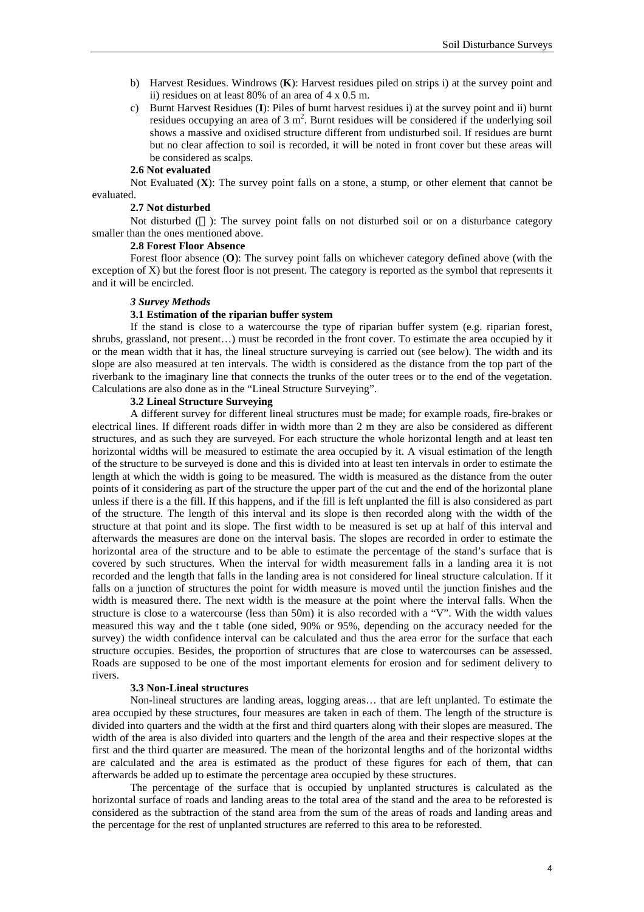b) Harvest Residues. Windrows (**K**): Harvest residues piled on strips i) at the survey point and ii) residues on at least 80% of an area of 4 x 0.5 m.

c) Burnt Harvest Residues (**I**): Piles of burnt harvest residues i) at the survey point and ii) burnt residues occupying an area of 3 $m^2$. Burnt residues will be considered if the underlying soil shows a massive and oxidised structure different from undisturbed soil. If residues are burnt but no clear affection to soil is recorded, it will be noted in front cover but these areas will be considered as scalps.

#### 2.6 Not evaluated

Not Evaluated (**X**): The survey point falls on a stone, a stump, or other element that cannot be evaluated.

#### 2.7 Not disturbed

Not disturbed ( ): The survey point falls on not disturbed soil or on a disturbance category smaller than the ones mentioned above.

#### 2.8 Forest Floor Absence

Forest floor absence (**O**): The survey point falls on whichever category defined above (with the exception of X) but the forest floor is not present. The category is reported as the symbol that represents it and it will be encircled.

### *3 Survey Methods*

#### 3.1 Estimation of the riparian buffer system

If the stand is close to a watercourse the type of riparian buffer system (e.g. riparian forest, shrubs, grassland, not present…) must be recorded in the front cover. To estimate the area occupied by it or the mean width that it has, the lineal structure surveying is carried out (see below). The width and its slope are also measured at ten intervals. The width is considered as the distance from the top part of the riverbank to the imaginary line that connects the trunks of the outer trees or to the end of the vegetation. Calculations are also done as in the "Lineal Structure Surveying".

#### 3.2 Lineal Structure Surveying

A different survey for different lineal structures must be made; for example roads, fire-brakes or electrical lines. If different roads differ in width more than 2 m they are also be considered as different structures, and as such they are surveyed. For each structure the whole horizontal length and at least ten horizontal widths will be measured to estimate the area occupied by it. A visual estimation of the length of the structure to be surveyed is done and this is divided into at least ten intervals in order to estimate the length at which the width is going to be measured. The width is measured as the distance from the outer points of it considering as part of the structure the upper part of the cut and the end of the horizontal plane unless if there is a the fill. If this happens, and if the fill is left unplanted the fill is also considered as part of the structure. The length of this interval and its slope is then recorded along with the width of the structure at that point and its slope. The first width to be measured is set up at half of this interval and afterwards the measures are done on the interval basis. The slopes are recorded in order to estimate the horizontal area of the structure and to be able to estimate the percentage of the stand's surface that is covered by such structures. When the interval for width measurement falls in a landing area it is not recorded and the length that falls in the landing area is not considered for lineal structure calculation. If it falls on a junction of structures the point for width measure is moved until the junction finishes and the width is measured there. The next width is the measure at the point where the interval falls. When the structure is close to a watercourse (less than 50m) it is also recorded with a "V". With the width values measured this way and the t table (one sided, 90% or 95%, depending on the accuracy needed for the survey) the width confidence interval can be calculated and thus the area error for the surface that each structure occupies. Besides, the proportion of structures that are close to watercourses can be assessed. Roads are supposed to be one of the most important elements for erosion and for sediment delivery to rivers.

#### 3.3 Non-Lineal structures

Non-lineal structures are landing areas, logging areas… that are left unplanted. To estimate the area occupied by these structures, four measures are taken in each of them. The length of the structure is divided into quarters and the width at the first and third quarters along with their slopes are measured. The width of the area is also divided into quarters and the length of the area and their respective slopes at the first and the third quarter are measured. The mean of the horizontal lengths and of the horizontal widths are calculated and the area is estimated as the product of these figures for each of them, that can afterwards be added up to estimate the percentage area occupied by these structures.

The percentage of the surface that is occupied by unplanted structures is calculated as the horizontal surface of roads and landing areas to the total area of the stand and the area to be reforested is considered as the subtraction of the stand area from the sum of the areas of roads and landing areas and the percentage for the rest of unplanted structures are referred to this area to be reforested.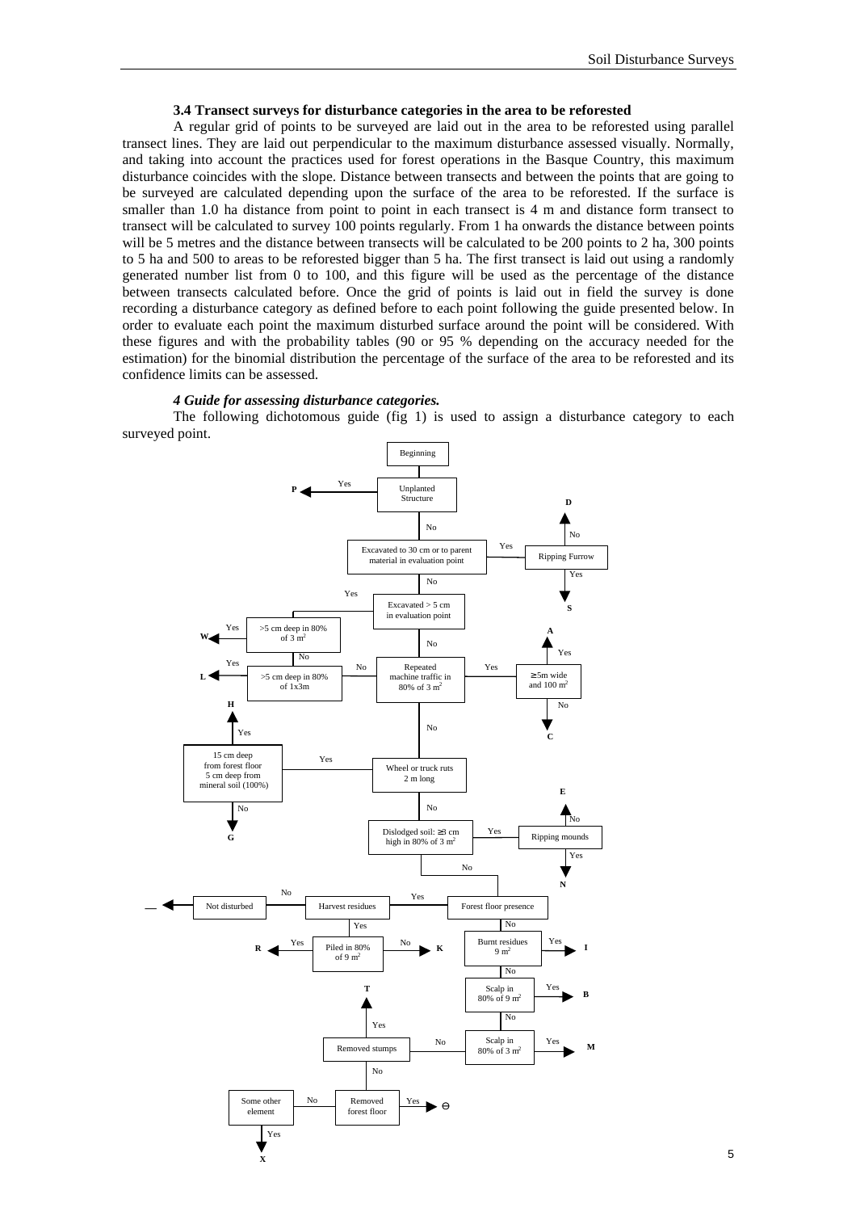### 3.4 Transect surveys for disturbance categories in the area to be reforested

A regular grid of points to be surveyed are laid out in the area to be reforested using parallel transect lines. They are laid out perpendicular to the maximum disturbance assessed visually. Normally, and taking into account the practices used for forest operations in the Basque Country, this maximum disturbance coincides with the slope. Distance between transects and between the points that are going to be surveyed are calculated depending upon the surface of the area to be reforested. If the surface is smaller than 1.0 ha distance from point to point in each transect is 4 m and distance form transect to transect will be calculated to survey 100 points regularly. From 1 ha onwards the distance between points will be 5 metres and the distance between transects will be calculated to be 200 points to 2 ha, 300 points to 5 ha and 500 to areas to be reforested bigger than 5 ha. The first transect is laid out using a randomly generated number list from 0 to 100, and this figure will be used as the percentage of the distance between transects calculated before. Once the grid of points is laid out in field the survey is done recording a disturbance category as defined before to each point following the guide presented below. In order to evaluate each point the maximum disturbed surface around the point will be considered. With these figures and with the probability tables (90 or 95 % depending on the accuracy needed for the estimation) for the binomial distribution the percentage of the surface of the area to be reforested and its confidence limits can be assessed.

#### *4 Guide for assessing disturbance categories.*

The following dichotomous guide (fig 1) is used to assign a disturbance category to each surveyed point.

- Beginning
- Unplanted Structure — Yes → **P**; No ↓
- Excavated to 30 cm or to parent material in evaluation point — Yes → Ripping Furrow (Yes → **S**; No → **D**); No ↓
- Excavated > 5 cm in evaluation point — Yes → >5 cm deep in 80% of 3 m$^2$ (Yes → **W**; No → >5 cm deep in 80% of 1x3m (Yes → **L**; No → Repeated machine traffic in 80% of 3 m$^2$)); No ↓
- Repeated machine traffic in 80% of 3 m$^2$ — Yes → ≥5m wide and 100 m$^2$ (Yes → **A**; No → **C**); No ↓
- Wheel or truck ruts 2 m long — Yes → 15 cm deep from forest floor 5 cm deep from mineral soil (100%) (Yes → **H**; No → **G**); No ↓
- Dislodged soil: ≥3 cm high in 80% of 3 m$^2$ — Yes → Ripping mounds (Yes → **N**; No → **E**); No ↓
- Forest floor presence — Yes → Harvest residues (No → Not disturbed → **—**; Yes → Piled in 80% of 9 m$^2$ (Yes → **R**; No → **K**)); No ↓
- Burnt residues 9 m$^2$ — Yes → **I**; No ↓
- Scalp in 80% of 9 m$^2$ — Yes → **B**; No ↓
- Scalp in 80% of 3 m$^2$ — Yes → **M**; No ↓
- Removed stumps — Yes → **T**; No ↓
- Removed forest floor — Yes → **Θ**; No ↓
- Some other element — Yes → **X**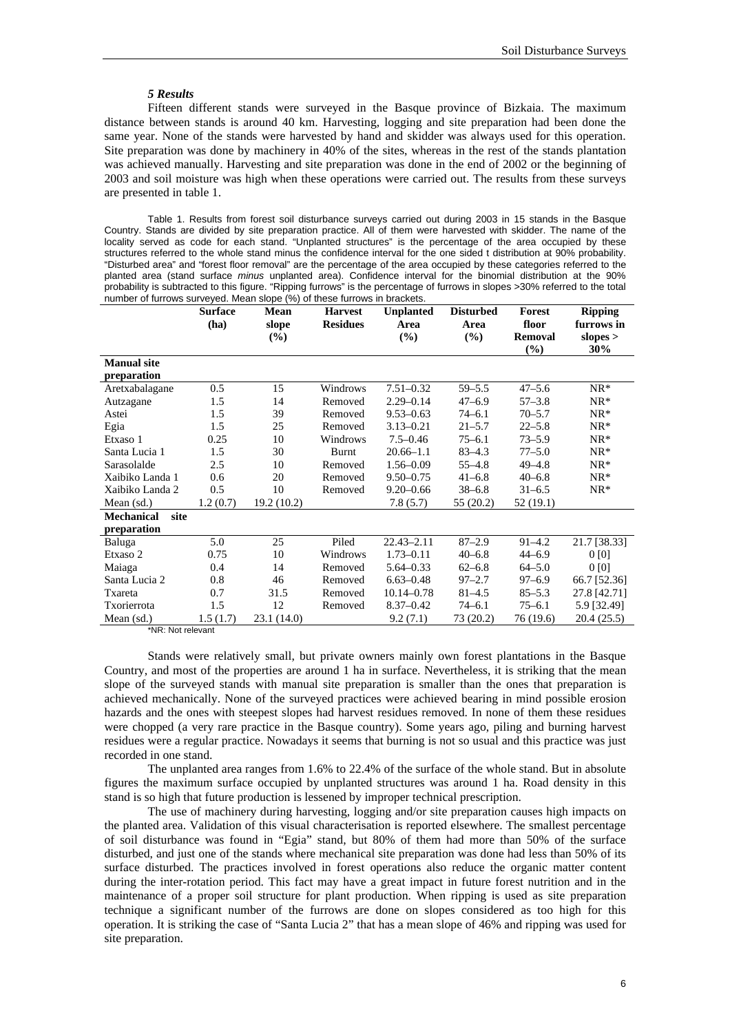### *5 Results*

Fifteen different stands were surveyed in the Basque province of Bizkaia. The maximum distance between stands is around 40 km. Harvesting, logging and site preparation had been done the same year. None of the stands were harvested by hand and skidder was always used for this operation. Site preparation was done by machinery in 40% of the sites, whereas in the rest of the stands plantation was achieved manually. Harvesting and site preparation was done in the end of 2002 or the beginning of 2003 and soil moisture was high when these operations were carried out. The results from these surveys are presented in table 1.

Table 1. Results from forest soil disturbance surveys carried out during 2003 in 15 stands in the Basque Country. Stands are divided by site preparation practice. All of them were harvested with skidder. The name of the locality served as code for each stand. "Unplanted structures" is the percentage of the area occupied by these structures referred to the whole stand minus the confidence interval for the one sided t distribution at 90% probability. "Disturbed area" and "forest floor removal" are the percentage of the area occupied by these categories referred to the planted area (stand surface *minus* unplanted area). Confidence interval for the binomial distribution at the 90% probability is subtracted to this figure. "Ripping furrows" is the percentage of furrows in slopes >30% referred to the total number of furrows surveyed. Mean slope (%) of these furrows in brackets.

| | Surface (ha) | Mean slope (%) | Harvest Residues | Unplanted Area (%) | Disturbed Area (%) | Forest floor Removal (%) | Ripping furrows in slopes > 30% |
|---|---|---|---|---|---|---|---|
| **Manual site preparation** | | | | | | | |
| Aretxabalagane | 0.5 | 15 | Windrows | 7.51–0.32 | 59–5.5 | 47–5.6 | NR* |
| Autzagane | 1.5 | 14 | Removed | 2.29–0.14 | 47–6.9 | 57–3.8 | NR* |
| Astei | 1.5 | 39 | Removed | 9.53–0.63 | 74–6.1 | 70–5.7 | NR* |
| Egia | 1.5 | 25 | Removed | 3.13–0.21 | 21–5.7 | 22–5.8 | NR* |
| Etxaso 1 | 0.25 | 10 | Windrows | 7.5–0.46 | 75–6.1 | 73–5.9 | NR* |
| Santa Lucia 1 | 1.5 | 30 | Burnt | 20.66–1.1 | 83–4.3 | 77–5.0 | NR* |
| Sarasolalde | 2.5 | 10 | Removed | 1.56–0.09 | 55–4.8 | 49–4.8 | NR* |
| Xaibiko Landa 1 | 0.6 | 20 | Removed | 9.50–0.75 | 41–6.8 | 40–6.8 | NR* |
| Xaibiko Landa 2 | 0.5 | 10 | Removed | 9.20–0.66 | 38–6.8 | 31–6.5 | NR* |
| Mean (sd.) | 1.2 (0.7) | 19.2 (10.2) | | 7.8 (5.7) | 55 (20.2) | 52 (19.1) | |
| **Mechanical site preparation** | | | | | | | |
| Baluga | 5.0 | 25 | Piled | 22.43–2.11 | 87–2.9 | 91–4.2 | 21.7 [38.33] |
| Etxaso 2 | 0.75 | 10 | Windrows | 1.73–0.11 | 40–6.8 | 44–6.9 | 0 [0] |
| Maiaga | 0.4 | 14 | Removed | 5.64–0.33 | 62–6.8 | 64–5.0 | 0 [0] |
| Santa Lucia 2 | 0.8 | 46 | Removed | 6.63–0.48 | 97–2.7 | 97–6.9 | 66.7 [52.36] |
| Txareta | 0.7 | 31.5 | Removed | 10.14–0.78 | 81–4.5 | 85–5.3 | 27.8 [42.71] |
| Txorierrota | 1.5 | 12 | Removed | 8.37–0.42 | 74–6.1 | 75–6.1 | 5.9 [32.49] |
| Mean (sd.) | 1.5 (1.7) | 23.1 (14.0) | | 9.2 (7.1) | 73 (20.2) | 76 (19.6) | 20.4 (25.5) |

*NR: Not relevant

Stands were relatively small, but private owners mainly own forest plantations in the Basque Country, and most of the properties are around 1 ha in surface. Nevertheless, it is striking that the mean slope of the surveyed stands with manual site preparation is smaller than the ones that preparation is achieved mechanically. None of the surveyed practices were achieved bearing in mind possible erosion hazards and the ones with steepest slopes had harvest residues removed. In none of them these residues were chopped (a very rare practice in the Basque country). Some years ago, piling and burning harvest residues were a regular practice. Nowadays it seems that burning is not so usual and this practice was just recorded in one stand.

The unplanted area ranges from 1.6% to 22.4% of the surface of the whole stand. But in absolute figures the maximum surface occupied by unplanted structures was around 1 ha. Road density in this stand is so high that future production is lessened by improper technical prescription.

The use of machinery during harvesting, logging and/or site preparation causes high impacts on the planted area. Validation of this visual characterisation is reported elsewhere. The smallest percentage of soil disturbance was found in "Egia" stand, but 80% of them had more than 50% of the surface disturbed, and just one of the stands where mechanical site preparation was done had less than 50% of its surface disturbed. The practices involved in forest operations also reduce the organic matter content during the inter-rotation period. This fact may have a great impact in future forest nutrition and in the maintenance of a proper soil structure for plant production. When ripping is used as site preparation technique a significant number of the furrows are done on slopes considered as too high for this operation. It is striking the case of "Santa Lucia 2" that has a mean slope of 46% and ripping was used for site preparation.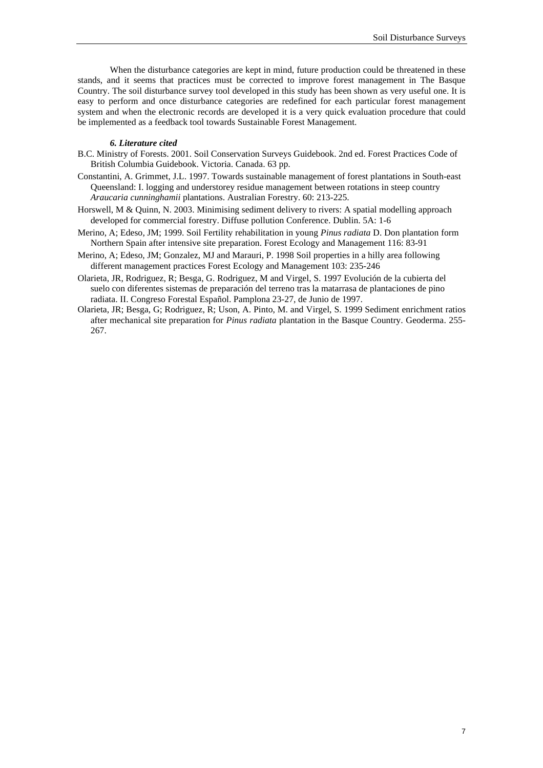When the disturbance categories are kept in mind, future production could be threatened in these stands, and it seems that practices must be corrected to improve forest management in The Basque Country. The soil disturbance survey tool developed in this study has been shown as very useful one. It is easy to perform and once disturbance categories are redefined for each particular forest management system and when the electronic records are developed it is a very quick evaluation procedure that could be implemented as a feedback tool towards Sustainable Forest Management.

### *6. Literature cited*

B.C. Ministry of Forests. 2001. Soil Conservation Surveys Guidebook. 2nd ed. Forest Practices Code of British Columbia Guidebook. Victoria. Canada. 63 pp.

Constantini, A. Grimmet, J.L. 1997. Towards sustainable management of forest plantations in South-east Queensland: I. logging and understorey residue management between rotations in steep country *Araucaria cunninghamii* plantations. Australian Forestry. 60: 213-225.

Horswell, M & Quinn, N. 2003. Minimising sediment delivery to rivers: A spatial modelling approach developed for commercial forestry. Diffuse pollution Conference. Dublin. 5A: 1-6

Merino, A; Edeso, JM; 1999. Soil Fertility rehabilitation in young *Pinus radiata* D. Don plantation form Northern Spain after intensive site preparation. Forest Ecology and Management 116: 83-91

Merino, A; Edeso, JM; Gonzalez, MJ and Marauri, P. 1998 Soil properties in a hilly area following different management practices Forest Ecology and Management 103: 235-246

Olarieta, JR, Rodriguez, R; Besga, G. Rodriguez, M and Virgel, S. 1997 Evolución de la cubierta del suelo con diferentes sistemas de preparación del terreno tras la matarrasa de plantaciones de pino radiata. II. Congreso Forestal Español. Pamplona 23-27, de Junio de 1997.

Olarieta, JR; Besga, G; Rodriguez, R; Uson, A. Pinto, M. and Virgel, S. 1999 Sediment enrichment ratios after mechanical site preparation for *Pinus radiata* plantation in the Basque Country. Geoderma. 255-267.